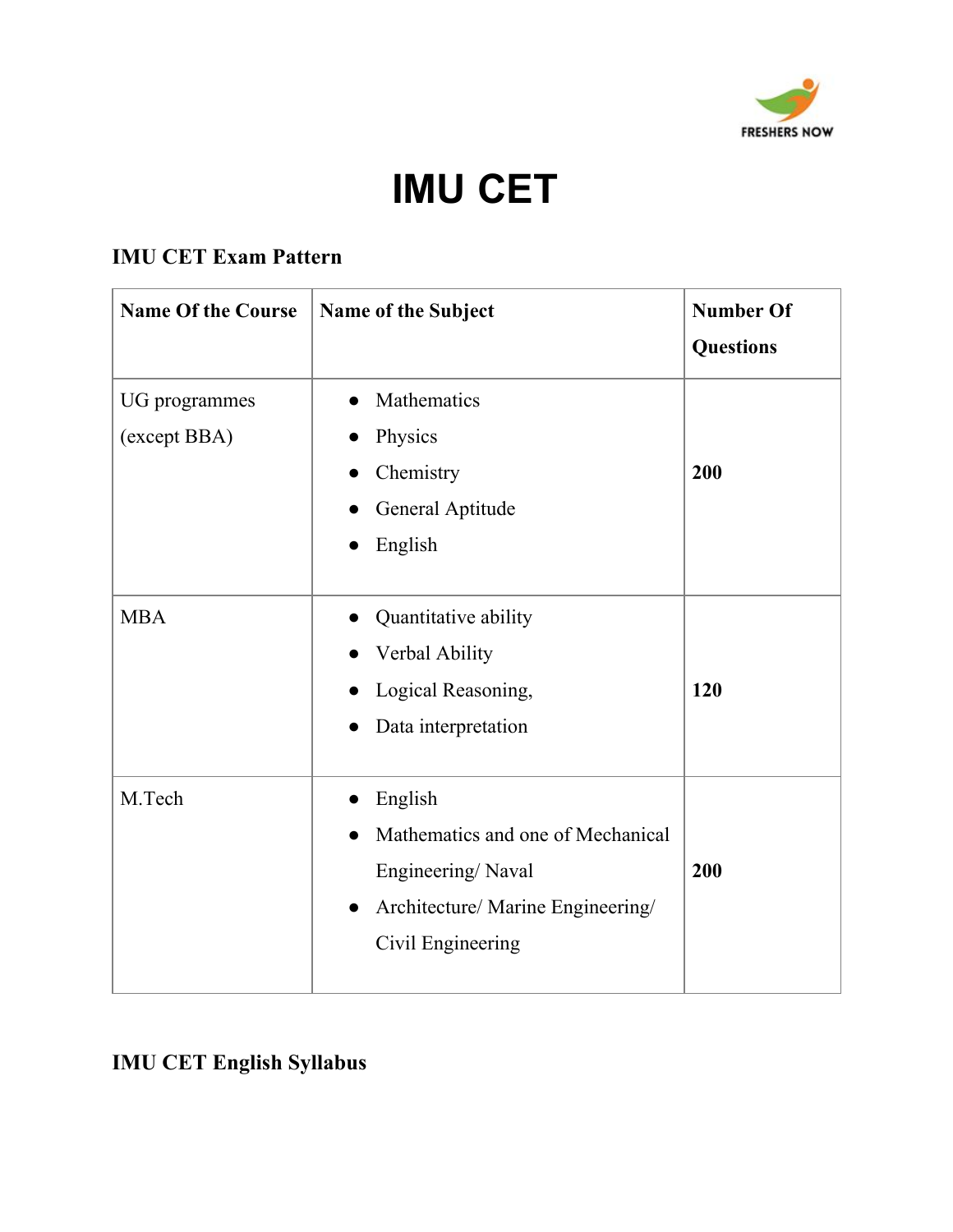# IMU CET

## IMU CET Exam Pattern

| Name Of the Course | Name of the Subject | Number Of Questions |
|---|---|---|
| UG programmes (except BBA) | • Mathematics<br>• Physics<br>• Chemistry<br>• General Aptitude<br>• English | **200** |
| MBA | • Quantitative ability<br>• Verbal Ability<br>• Logical Reasoning,<br>• Data interpretation | **120** |
| M.Tech | • English<br>• Mathematics and one of Mechanical Engineering/ Naval<br>• Architecture/ Marine Engineering/ Civil Engineering | **200** |

## IMU CET English Syllabus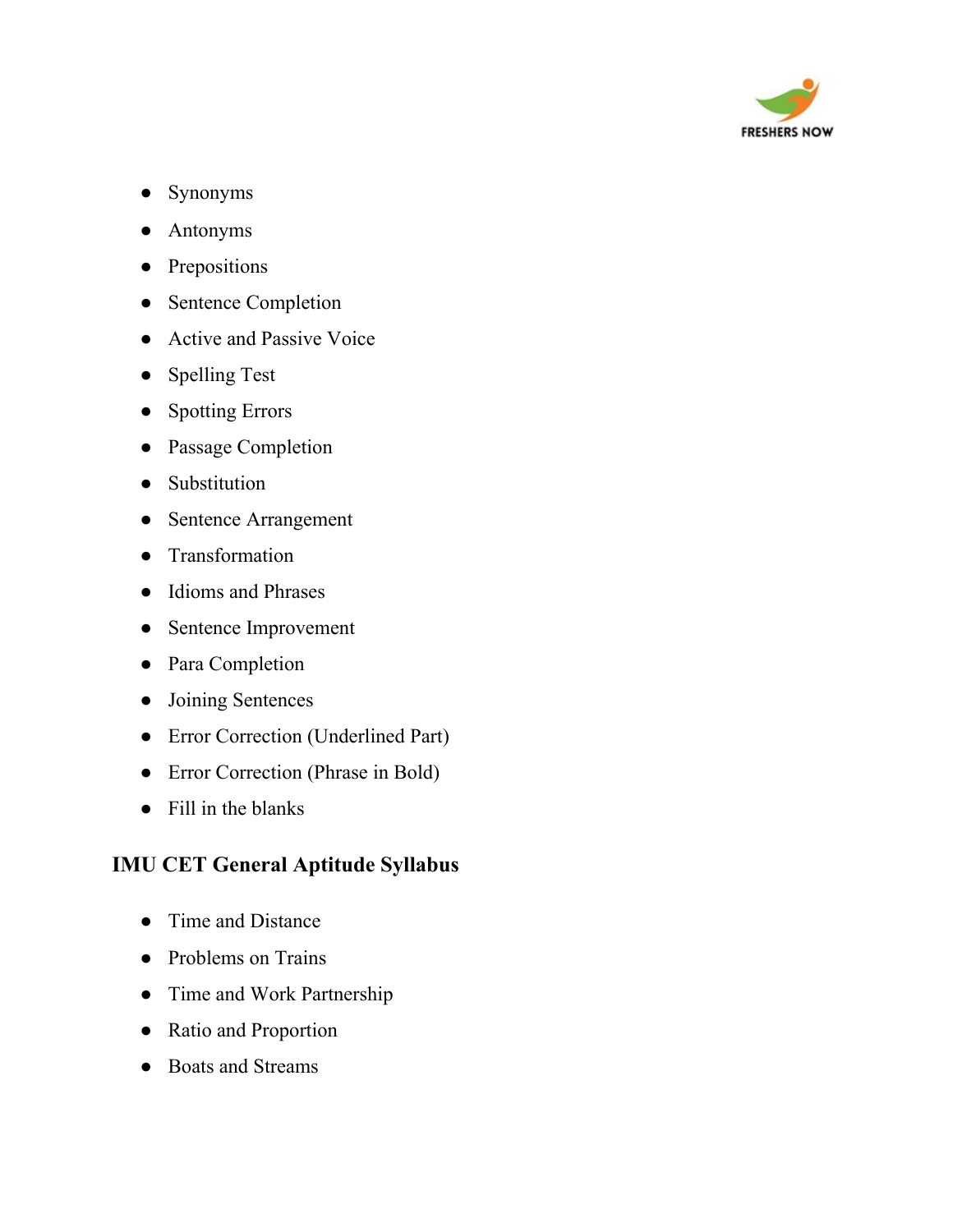- Synonyms
- Antonyms
- Prepositions
- Sentence Completion
- Active and Passive Voice
- Spelling Test
- Spotting Errors
- Passage Completion
- Substitution
- Sentence Arrangement
- Transformation
- Idioms and Phrases
- Sentence Improvement
- Para Completion
- Joining Sentences
- Error Correction (Underlined Part)
- Error Correction (Phrase in Bold)
- Fill in the blanks

## IMU CET General Aptitude Syllabus

- Time and Distance
- Problems on Trains
- Time and Work Partnership
- Ratio and Proportion
- Boats and Streams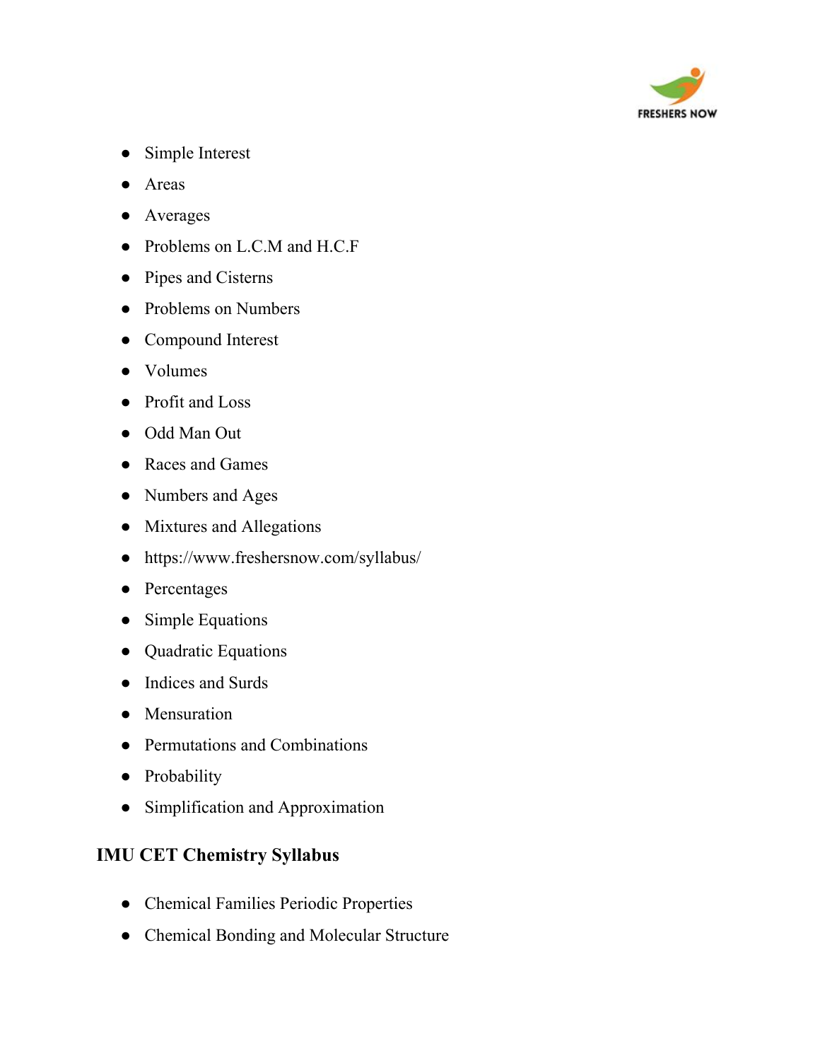- Simple Interest
- Areas
- Averages
- Problems on L.C.M and H.C.F
- Pipes and Cisterns
- Problems on Numbers
- Compound Interest
- Volumes
- Profit and Loss
- Odd Man Out
- Races and Games
- Numbers and Ages
- Mixtures and Allegations
- https://www.freshersnow.com/syllabus/
- Percentages
- Simple Equations
- Quadratic Equations
- Indices and Surds
- Mensuration
- Permutations and Combinations
- Probability
- Simplification and Approximation

### IMU CET Chemistry Syllabus

- Chemical Families Periodic Properties
- Chemical Bonding and Molecular Structure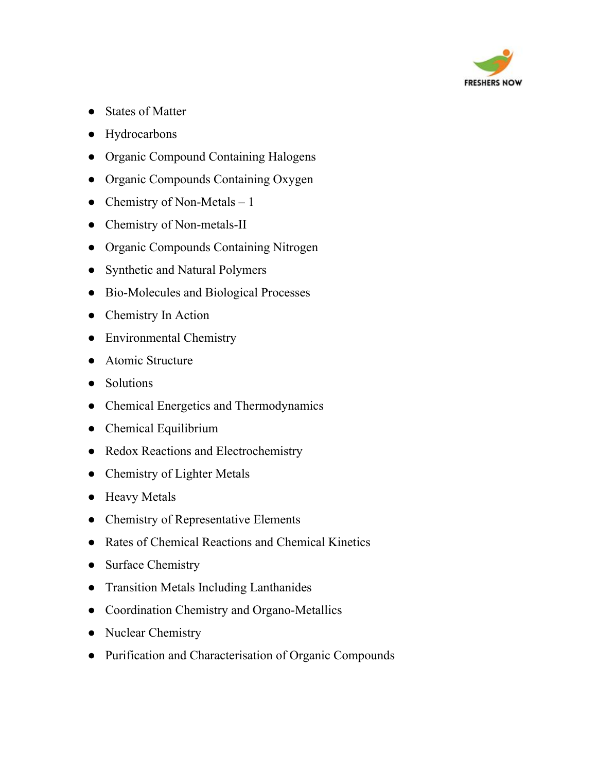- States of Matter
- Hydrocarbons
- Organic Compound Containing Halogens
- Organic Compounds Containing Oxygen
- Chemistry of Non-Metals – 1
- Chemistry of Non-metals-II
- Organic Compounds Containing Nitrogen
- Synthetic and Natural Polymers
- Bio-Molecules and Biological Processes
- Chemistry In Action
- Environmental Chemistry
- Atomic Structure
- Solutions
- Chemical Energetics and Thermodynamics
- Chemical Equilibrium
- Redox Reactions and Electrochemistry
- Chemistry of Lighter Metals
- Heavy Metals
- Chemistry of Representative Elements
- Rates of Chemical Reactions and Chemical Kinetics
- Surface Chemistry
- Transition Metals Including Lanthanides
- Coordination Chemistry and Organo-Metallics
- Nuclear Chemistry
- Purification and Characterisation of Organic Compounds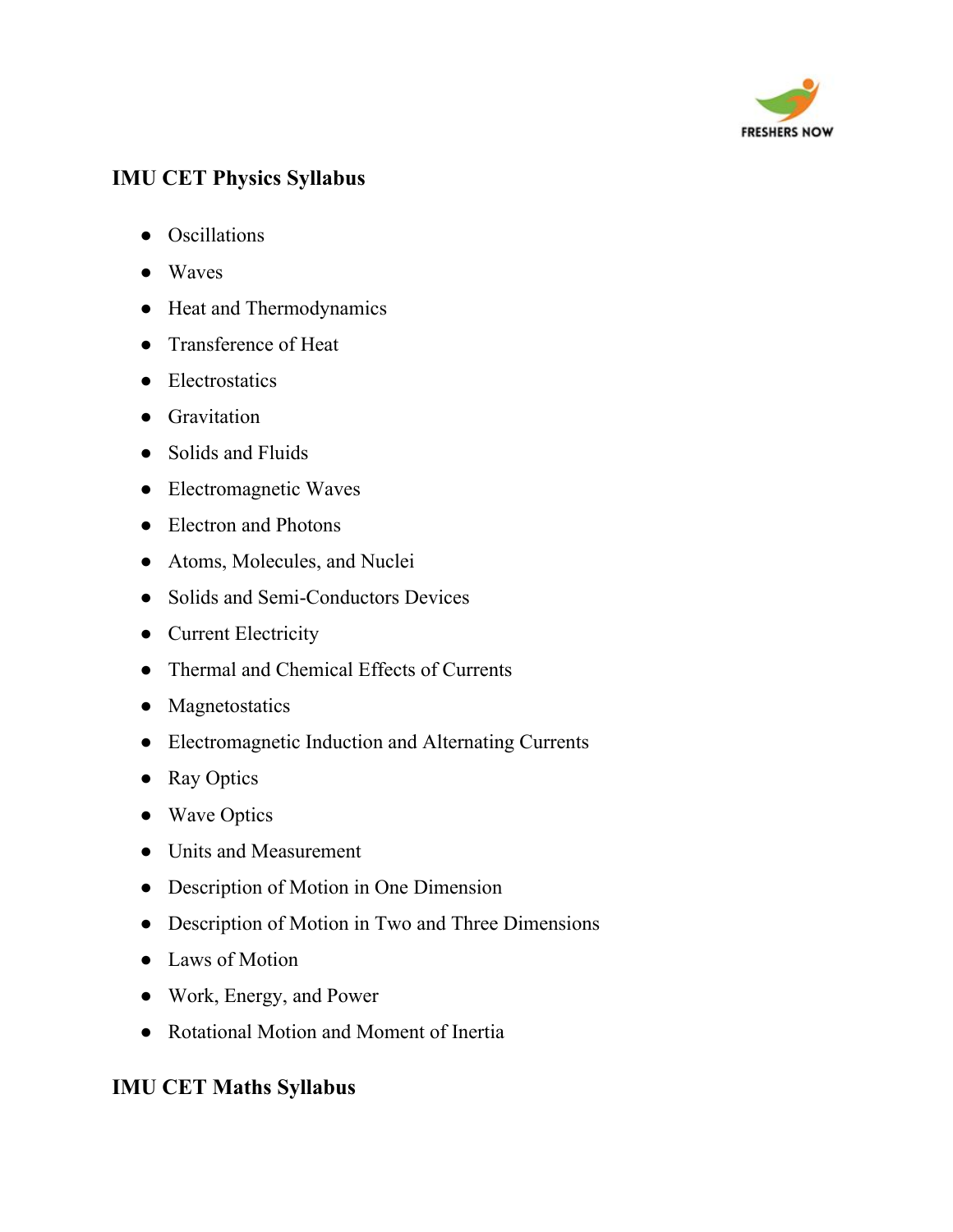## IMU CET Physics Syllabus

- Oscillations
- Waves
- Heat and Thermodynamics
- Transference of Heat
- Electrostatics
- Gravitation
- Solids and Fluids
- Electromagnetic Waves
- Electron and Photons
- Atoms, Molecules, and Nuclei
- Solids and Semi-Conductors Devices
- Current Electricity
- Thermal and Chemical Effects of Currents
- Magnetostatics
- Electromagnetic Induction and Alternating Currents
- Ray Optics
- Wave Optics
- Units and Measurement
- Description of Motion in One Dimension
- Description of Motion in Two and Three Dimensions
- Laws of Motion
- Work, Energy, and Power
- Rotational Motion and Moment of Inertia

## IMU CET Maths Syllabus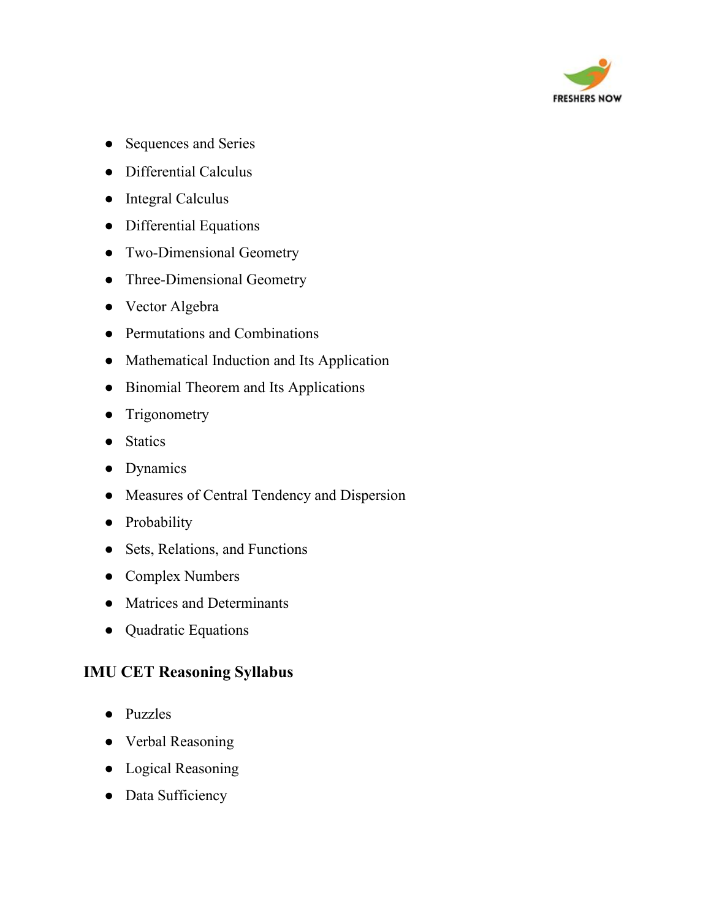- Sequences and Series
- Differential Calculus
- Integral Calculus
- Differential Equations
- Two-Dimensional Geometry
- Three-Dimensional Geometry
- Vector Algebra
- Permutations and Combinations
- Mathematical Induction and Its Application
- Binomial Theorem and Its Applications
- Trigonometry
- Statics
- Dynamics
- Measures of Central Tendency and Dispersion
- Probability
- Sets, Relations, and Functions
- Complex Numbers
- Matrices and Determinants
- Quadratic Equations

### IMU CET Reasoning Syllabus

- Puzzles
- Verbal Reasoning
- Logical Reasoning
- Data Sufficiency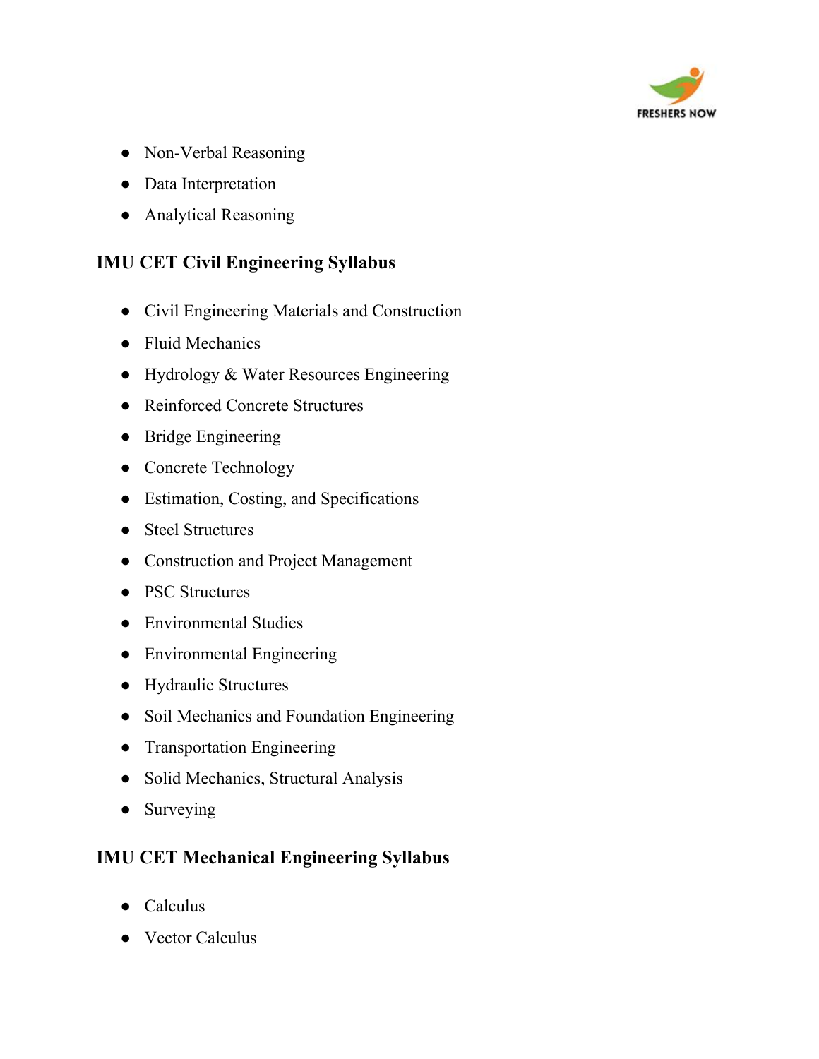- Non-Verbal Reasoning
- Data Interpretation
- Analytical Reasoning

### IMU CET Civil Engineering Syllabus

- Civil Engineering Materials and Construction
- Fluid Mechanics
- Hydrology & Water Resources Engineering
- Reinforced Concrete Structures
- Bridge Engineering
- Concrete Technology
- Estimation, Costing, and Specifications
- Steel Structures
- Construction and Project Management
- PSC Structures
- Environmental Studies
- Environmental Engineering
- Hydraulic Structures
- Soil Mechanics and Foundation Engineering
- Transportation Engineering
- Solid Mechanics, Structural Analysis
- Surveying

### IMU CET Mechanical Engineering Syllabus

- Calculus
- Vector Calculus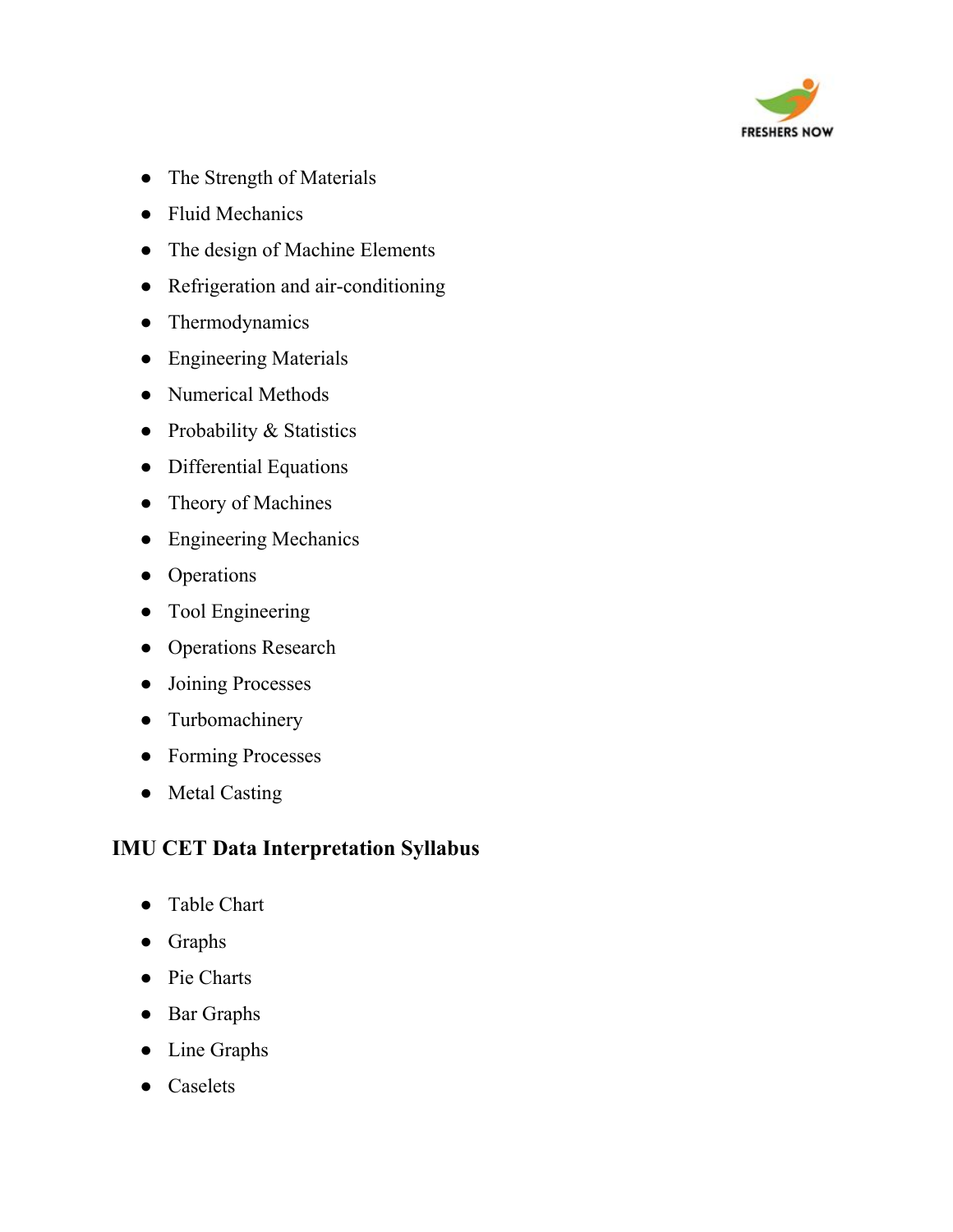- The Strength of Materials
- Fluid Mechanics
- The design of Machine Elements
- Refrigeration and air-conditioning
- Thermodynamics
- Engineering Materials
- Numerical Methods
- Probability & Statistics
- Differential Equations
- Theory of Machines
- Engineering Mechanics
- Operations
- Tool Engineering
- Operations Research
- Joining Processes
- Turbomachinery
- Forming Processes
- Metal Casting

### IMU CET Data Interpretation Syllabus

- Table Chart
- Graphs
- Pie Charts
- Bar Graphs
- Line Graphs
- Caselets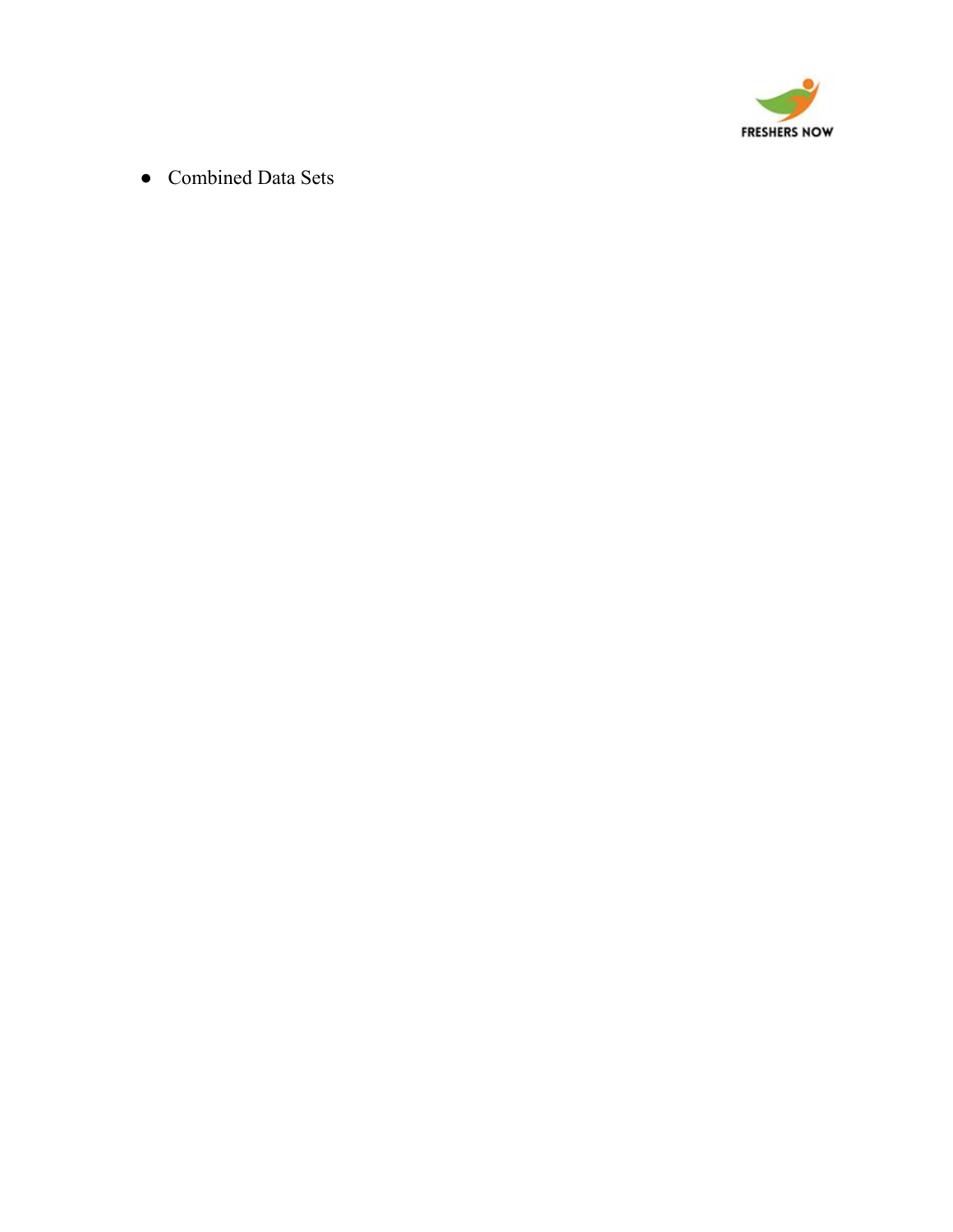- Combined Data Sets